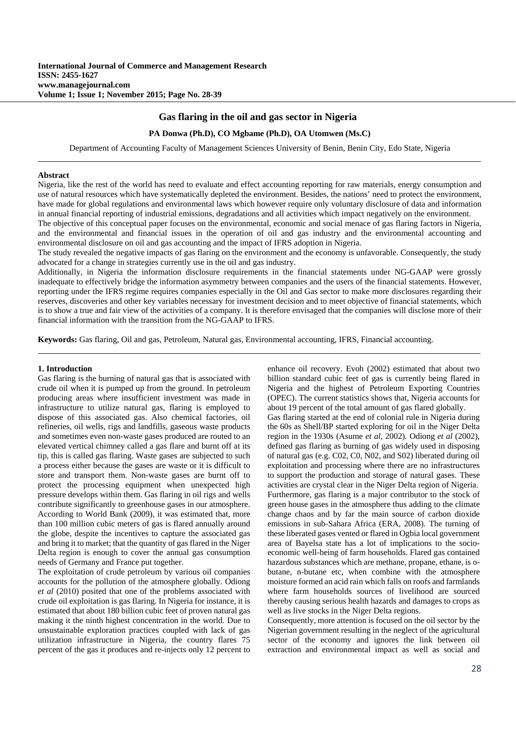International Journal of Commerce and Management Research
ISSN: 2455-1627
www.managejournal.com
Volume 1; Issue 1; November 2015; Page No. 28-39

# Gas flaring in the oil and gas sector in Nigeria

**PA Donwa (Ph.D), CO Mgbame (Ph.D), OA Utomwen (Ms.C)**

Department of Accounting Faculty of Management Sciences University of Benin, Benin City, Edo State, Nigeria

## Abstract

Nigeria, like the rest of the world has need to evaluate and effect accounting reporting for raw materials, energy consumption and use of natural resources which have systematically depleted the environment. Besides, the nations' need to protect the environment, have made for global regulations and environmental laws which however require only voluntary disclosure of data and information in annual financial reporting of industrial emissions, degradations and all activities which impact negatively on the environment.

The objective of this conceptual paper focuses on the environmental, economic and social menace of gas flaring factors in Nigeria, and the environmental and financial issues in the operation of oil and gas industry and the environmental accounting and environmental disclosure on oil and gas accounting and the impact of IFRS adoption in Nigeria.

The study revealed the negative impacts of gas flaring on the environment and the economy is unfavorable. Consequently, the study advocated for a change in strategies currently use in the oil and gas industry.

Additionally, in Nigeria the information disclosure requirements in the financial statements under NG-GAAP were grossly inadequate to effectively bridge the information asymmetry between companies and the users of the financial statements. However, reporting under the IFRS regime requires companies especially in the Oil and Gas sector to make more disclosures regarding their reserves, discoveries and other key variables necessary for investment decision and to meet objective of financial statements, which is to show a true and fair view of the activities of a company. It is therefore envisaged that the companies will disclose more of their financial information with the transition from the NG-GAAP to IFRS.

**Keywords:** Gas flaring, Oil and gas, Petroleum, Natural gas, Environmental accounting, IFRS, Financial accounting.

## 1. Introduction

Gas flaring is the burning of natural gas that is associated with crude oil when it is pumped up from the ground. In petroleum producing areas where insufficient investment was made in infrastructure to utilize natural gas, flaring is employed to dispose of this associated gas. Also chemical factories, oil refineries, oil wells, rigs and landfills, gaseous waste products and sometimes even non-waste gases produced are routed to an elevated vertical chimney called a gas flare and burnt off at its tip, this is called gas flaring. Waste gases are subjected to such a process either because the gases are waste or it is difficult to store and transport them. Non-waste gases are burnt off to protect the processing equipment when unexpected high pressure develops within them. Gas flaring in oil rigs and wells contribute significantly to greenhouse gases in our atmosphere. According to World Bank (2009), it was estimated that, more than 100 million cubic meters of gas is flared annually around the globe, despite the incentives to capture the associated gas and bring it to market; that the quantity of gas flared in the Niger Delta region is enough to cover the annual gas consumption needs of Germany and France put together.

The exploitation of crude petroleum by various oil companies accounts for the pollution of the atmosphere globally. Odiong *et al* (2010) posited that one of the problems associated with crude oil exploitation is gas flaring. In Nigeria for instance, it is estimated that about 180 billion cubic feet of proven natural gas making it the ninth highest concentration in the world. Due to unsustainable exploration practices coupled with lack of gas utilization infrastructure in Nigeria, the country flares 75 percent of the gas it produces and re-injects only 12 percent to enhance oil recovery. Evoh (2002) estimated that about two billion standard cubic feet of gas is currently being flared in Nigeria and the highest of Petroleum Exporting Countries (OPEC). The current statistics shows that, Nigeria accounts for about 19 percent of the total amount of gas flared globally.

Gas flaring started at the end of colonial rule in Nigeria during the 60s as Shell/BP started exploring for oil in the Niger Delta region in the 1930s (Asume *et al*, 2002). Odiong *et al* (2002), defined gas flaring as burning of gas widely used in disposing of natural gas (e.g. C02, C0, N02, and S02) liberated during oil exploitation and processing where there are no infrastructures to support the production and storage of natural gases. These activities are crystal clear in the Niger Delta region of Nigeria.

Furthermore, gas flaring is a major contributor to the stock of green house gases in the atmosphere thus adding to the climate change chaos and by far the main source of carbon dioxide emissions in sub-Sahara Africa (ERA, 2008). The turning of these liberated gases vented or flared in Ogbia local government area of Bayelsa state has a lot of implications to the socio-economic well-being of farm households. Flared gas contained hazardous substances which are methane, propane, ethane, is o-butane, n-butane etc, when combine with the atmosphere moisture formed an acid rain which falls on roofs and farmlands where farm households sources of livelihood are sourced thereby causing serious health hazards and damages to crops as well as live stocks in the Niger Delta regions.

Consequently, more attention is focused on the oil sector by the Nigerian government resulting in the neglect of the agricultural sector of the economy and ignores the link between oil extraction and environmental impact as well as social and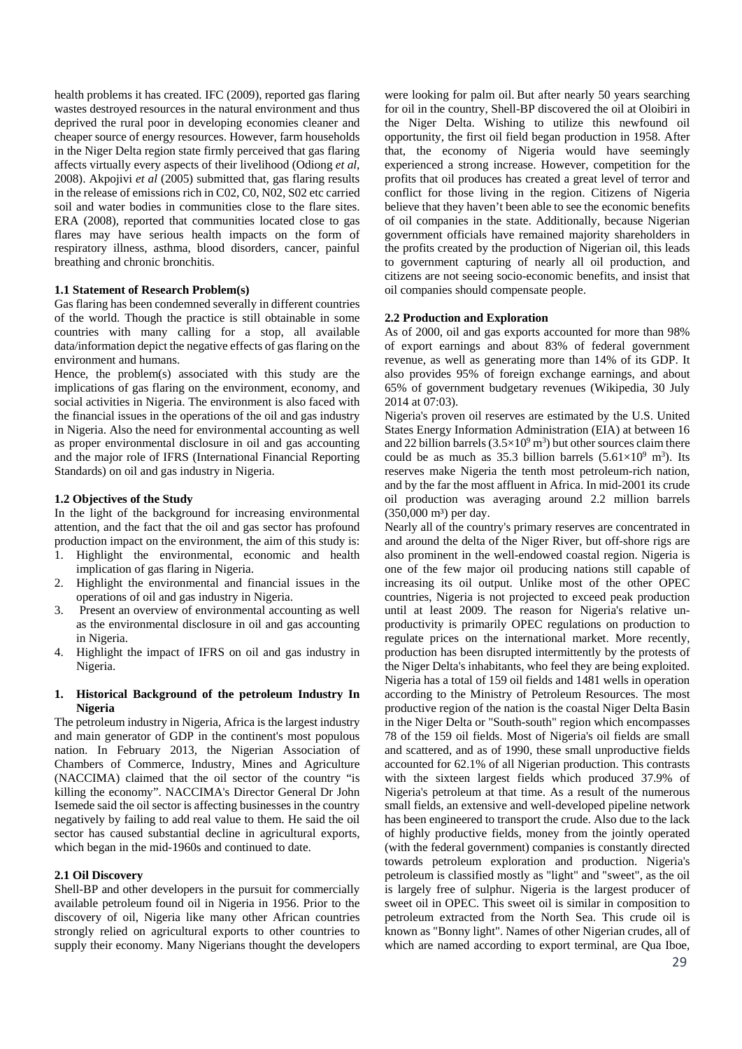health problems it has created. IFC (2009), reported gas flaring wastes destroyed resources in the natural environment and thus deprived the rural poor in developing economies cleaner and cheaper source of energy resources. However, farm households in the Niger Delta region state firmly perceived that gas flaring affects virtually every aspects of their livelihood (Odiong *et al*, 2008). Akpojivi *et al* (2005) submitted that, gas flaring results in the release of emissions rich in C02, C0, N02, S02 etc carried soil and water bodies in communities close to the flare sites. ERA (2008), reported that communities located close to gas flares may have serious health impacts on the form of respiratory illness, asthma, blood disorders, cancer, painful breathing and chronic bronchitis.

### 1.1 Statement of Research Problem(s)

Gas flaring has been condemned severally in different countries of the world. Though the practice is still obtainable in some countries with many calling for a stop, all available data/information depict the negative effects of gas flaring on the environment and humans.

Hence, the problem(s) associated with this study are the implications of gas flaring on the environment, economy, and social activities in Nigeria. The environment is also faced with the financial issues in the operations of the oil and gas industry in Nigeria. Also the need for environmental accounting as well as proper environmental disclosure in oil and gas accounting and the major role of IFRS (International Financial Reporting Standards) on oil and gas industry in Nigeria.

### 1.2 Objectives of the Study

In the light of the background for increasing environmental attention, and the fact that the oil and gas sector has profound production impact on the environment, the aim of this study is:

1. Highlight the environmental, economic and health implication of gas flaring in Nigeria.
2. Highlight the environmental and financial issues in the operations of oil and gas industry in Nigeria.
3. Present an overview of environmental accounting as well as the environmental disclosure in oil and gas accounting in Nigeria.
4. Highlight the impact of IFRS on oil and gas industry in Nigeria.

## 1. Historical Background of the petroleum Industry In Nigeria

The petroleum industry in Nigeria, Africa is the largest industry and main generator of GDP in the continent's most populous nation. In February 2013, the Nigerian Association of Chambers of Commerce, Industry, Mines and Agriculture (NACCIMA) claimed that the oil sector of the country "is killing the economy". NACCIMA's Director General Dr John Isemede said the oil sector is affecting businesses in the country negatively by failing to add real value to them. He said the oil sector has caused substantial decline in agricultural exports, which began in the mid-1960s and continued to date.

### 2.1 Oil Discovery

Shell-BP and other developers in the pursuit for commercially available petroleum found oil in Nigeria in 1956. Prior to the discovery of oil, Nigeria like many other African countries strongly relied on agricultural exports to other countries to supply their economy. Many Nigerians thought the developers were looking for palm oil. But after nearly 50 years searching for oil in the country, Shell-BP discovered the oil at Oloibiri in the Niger Delta. Wishing to utilize this newfound oil opportunity, the first oil field began production in 1958. After that, the economy of Nigeria would have seemingly experienced a strong increase. However, competition for the profits that oil produces has created a great level of terror and conflict for those living in the region. Citizens of Nigeria believe that they haven't been able to see the economic benefits of oil companies in the state. Additionally, because Nigerian government officials have remained majority shareholders in the profits created by the production of Nigerian oil, this leads to government capturing of nearly all oil production, and citizens are not seeing socio-economic benefits, and insist that oil companies should compensate people.

### 2.2 Production and Exploration

As of 2000, oil and gas exports accounted for more than 98% of export earnings and about 83% of federal government revenue, as well as generating more than 14% of its GDP. It also provides 95% of foreign exchange earnings, and about 65% of government budgetary revenues (Wikipedia, 30 July 2014 at 07:03).

Nigeria's proven oil reserves are estimated by the U.S. United States Energy Information Administration (EIA) at between 16 and 22 billion barrels ($3.5\times10^9$ m$^3$) but other sources claim there could be as much as 35.3 billion barrels ($5.61\times10^9$ m$^3$). Its reserves make Nigeria the tenth most petroleum-rich nation, and by the far the most affluent in Africa. In mid-2001 its crude oil production was averaging around 2.2 million barrels (350,000 m$^3$) per day.

Nearly all of the country's primary reserves are concentrated in and around the delta of the Niger River, but off-shore rigs are also prominent in the well-endowed coastal region. Nigeria is one of the few major oil producing nations still capable of increasing its oil output. Unlike most of the other OPEC countries, Nigeria is not projected to exceed peak production until at least 2009. The reason for Nigeria's relative un-productivity is primarily OPEC regulations on production to regulate prices on the international market. More recently, production has been disrupted intermittently by the protests of the Niger Delta's inhabitants, who feel they are being exploited. Nigeria has a total of 159 oil fields and 1481 wells in operation according to the Ministry of Petroleum Resources. The most productive region of the nation is the coastal Niger Delta Basin in the Niger Delta or "South-south" region which encompasses 78 of the 159 oil fields. Most of Nigeria's oil fields are small and scattered, and as of 1990, these small unproductive fields accounted for 62.1% of all Nigerian production. This contrasts with the sixteen largest fields which produced 37.9% of Nigeria's petroleum at that time. As a result of the numerous small fields, an extensive and well-developed pipeline network has been engineered to transport the crude. Also due to the lack of highly productive fields, money from the jointly operated (with the federal government) companies is constantly directed towards petroleum exploration and production. Nigeria's petroleum is classified mostly as "light" and "sweet", as the oil is largely free of sulphur. Nigeria is the largest producer of sweet oil in OPEC. This sweet oil is similar in composition to petroleum extracted from the North Sea. This crude oil is known as "Bonny light". Names of other Nigerian crudes, all of which are named according to export terminal, are Qua Iboe,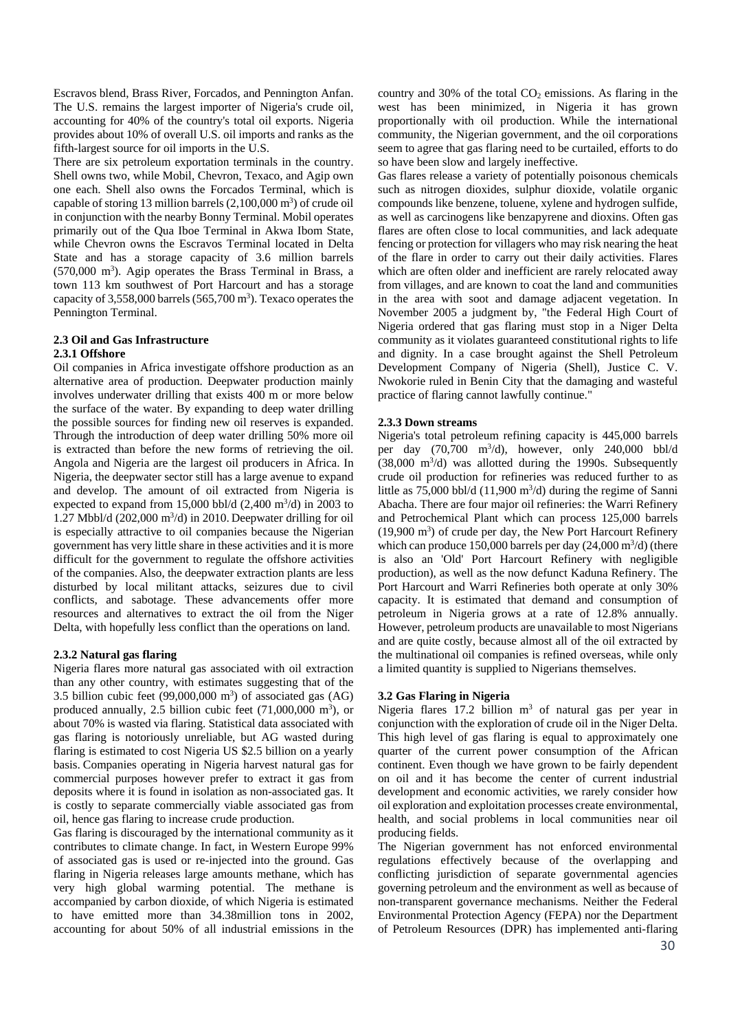Escravos blend, Brass River, Forcados, and Pennington Anfan. The U.S. remains the largest importer of Nigeria's crude oil, accounting for 40% of the country's total oil exports. Nigeria provides about 10% of overall U.S. oil imports and ranks as the fifth-largest source for oil imports in the U.S.

There are six petroleum exportation terminals in the country. Shell owns two, while Mobil, Chevron, Texaco, and Agip own one each. Shell also owns the Forcados Terminal, which is capable of storing 13 million barrels (2,100,000 $m^3$) of crude oil in conjunction with the nearby Bonny Terminal. Mobil operates primarily out of the Qua Iboe Terminal in Akwa Ibom State, while Chevron owns the Escravos Terminal located in Delta State and has a storage capacity of 3.6 million barrels (570,000 $m^3$). Agip operates the Brass Terminal in Brass, a town 113 km southwest of Port Harcourt and has a storage capacity of 3,558,000 barrels (565,700 $m^3$). Texaco operates the Pennington Terminal.

### 2.3 Oil and Gas Infrastructure

#### 2.3.1 Offshore

Oil companies in Africa investigate offshore production as an alternative area of production. Deepwater production mainly involves underwater drilling that exists 400 m or more below the surface of the water. By expanding to deep water drilling the possible sources for finding new oil reserves is expanded. Through the introduction of deep water drilling 50% more oil is extracted than before the new forms of retrieving the oil. Angola and Nigeria are the largest oil producers in Africa. In Nigeria, the deepwater sector still has a large avenue to expand and develop. The amount of oil extracted from Nigeria is expected to expand from 15,000 bbl/d (2,400 $m^3$/d) in 2003 to 1.27 Mbbl/d (202,000 $m^3$/d) in 2010. Deepwater drilling for oil is especially attractive to oil companies because the Nigerian government has very little share in these activities and it is more difficult for the government to regulate the offshore activities of the companies. Also, the deepwater extraction plants are less disturbed by local militant attacks, seizures due to civil conflicts, and sabotage. These advancements offer more resources and alternatives to extract the oil from the Niger Delta, with hopefully less conflict than the operations on land.

#### 2.3.2 Natural gas flaring

Nigeria flares more natural gas associated with oil extraction than any other country, with estimates suggesting that of the 3.5 billion cubic feet (99,000,000 $m^3$) of associated gas (AG) produced annually, 2.5 billion cubic feet (71,000,000 $m^3$), or about 70% is wasted via flaring. Statistical data associated with gas flaring is notoriously unreliable, but AG wasted during flaring is estimated to cost Nigeria US $2.5 billion on a yearly basis. Companies operating in Nigeria harvest natural gas for commercial purposes however prefer to extract it gas from deposits where it is found in isolation as non-associated gas. It is costly to separate commercially viable associated gas from oil, hence gas flaring to increase crude production.

Gas flaring is discouraged by the international community as it contributes to climate change. In fact, in Western Europe 99% of associated gas is used or re-injected into the ground. Gas flaring in Nigeria releases large amounts methane, which has very high global warming potential. The methane is accompanied by carbon dioxide, of which Nigeria is estimated to have emitted more than 34.38million tons in 2002, accounting for about 50% of all industrial emissions in the country and 30% of the total $CO_2$ emissions. As flaring in the west has been minimized, in Nigeria it has grown proportionally with oil production. While the international community, the Nigerian government, and the oil corporations seem to agree that gas flaring need to be curtailed, efforts to do so have been slow and largely ineffective.

Gas flares release a variety of potentially poisonous chemicals such as nitrogen dioxides, sulphur dioxide, volatile organic compounds like benzene, toluene, xylene and hydrogen sulfide, as well as carcinogens like benzapyrene and dioxins. Often gas flares are often close to local communities, and lack adequate fencing or protection for villagers who may risk nearing the heat of the flare in order to carry out their daily activities. Flares which are often older and inefficient are rarely relocated away from villages, and are known to coat the land and communities in the area with soot and damage adjacent vegetation. In November 2005 a judgment by, "the Federal High Court of Nigeria ordered that gas flaring must stop in a Niger Delta community as it violates guaranteed constitutional rights to life and dignity. In a case brought against the Shell Petroleum Development Company of Nigeria (Shell), Justice C. V. Nwokorie ruled in Benin City that the damaging and wasteful practice of flaring cannot lawfully continue."

#### 2.3.3 Down streams

Nigeria's total petroleum refining capacity is 445,000 barrels per day (70,700 $m^3$/d), however, only 240,000 bbl/d (38,000 $m^3$/d) was allotted during the 1990s. Subsequently crude oil production for refineries was reduced further to as little as 75,000 bbl/d (11,900 $m^3$/d) during the regime of Sanni Abacha. There are four major oil refineries: the Warri Refinery and Petrochemical Plant which can process 125,000 barrels (19,900 $m^3$) of crude per day, the New Port Harcourt Refinery which can produce 150,000 barrels per day (24,000 $m^3$/d) (there is also an 'Old' Port Harcourt Refinery with negligible production), as well as the now defunct Kaduna Refinery. The Port Harcourt and Warri Refineries both operate at only 30% capacity. It is estimated that demand and consumption of petroleum in Nigeria grows at a rate of 12.8% annually. However, petroleum products are unavailable to most Nigerians and are quite costly, because almost all of the oil extracted by the multinational oil companies is refined overseas, while only a limited quantity is supplied to Nigerians themselves.

### 3.2 Gas Flaring in Nigeria

Nigeria flares 17.2 billion $m^3$ of natural gas per year in conjunction with the exploration of crude oil in the Niger Delta. This high level of gas flaring is equal to approximately one quarter of the current power consumption of the African continent. Even though we have grown to be fairly dependent on oil and it has become the center of current industrial development and economic activities, we rarely consider how oil exploration and exploitation processes create environmental, health, and social problems in local communities near oil producing fields.

The Nigerian government has not enforced environmental regulations effectively because of the overlapping and conflicting jurisdiction of separate governmental agencies governing petroleum and the environment as well as because of non-transparent governance mechanisms. Neither the Federal Environmental Protection Agency (FEPA) nor the Department of Petroleum Resources (DPR) has implemented anti-flaring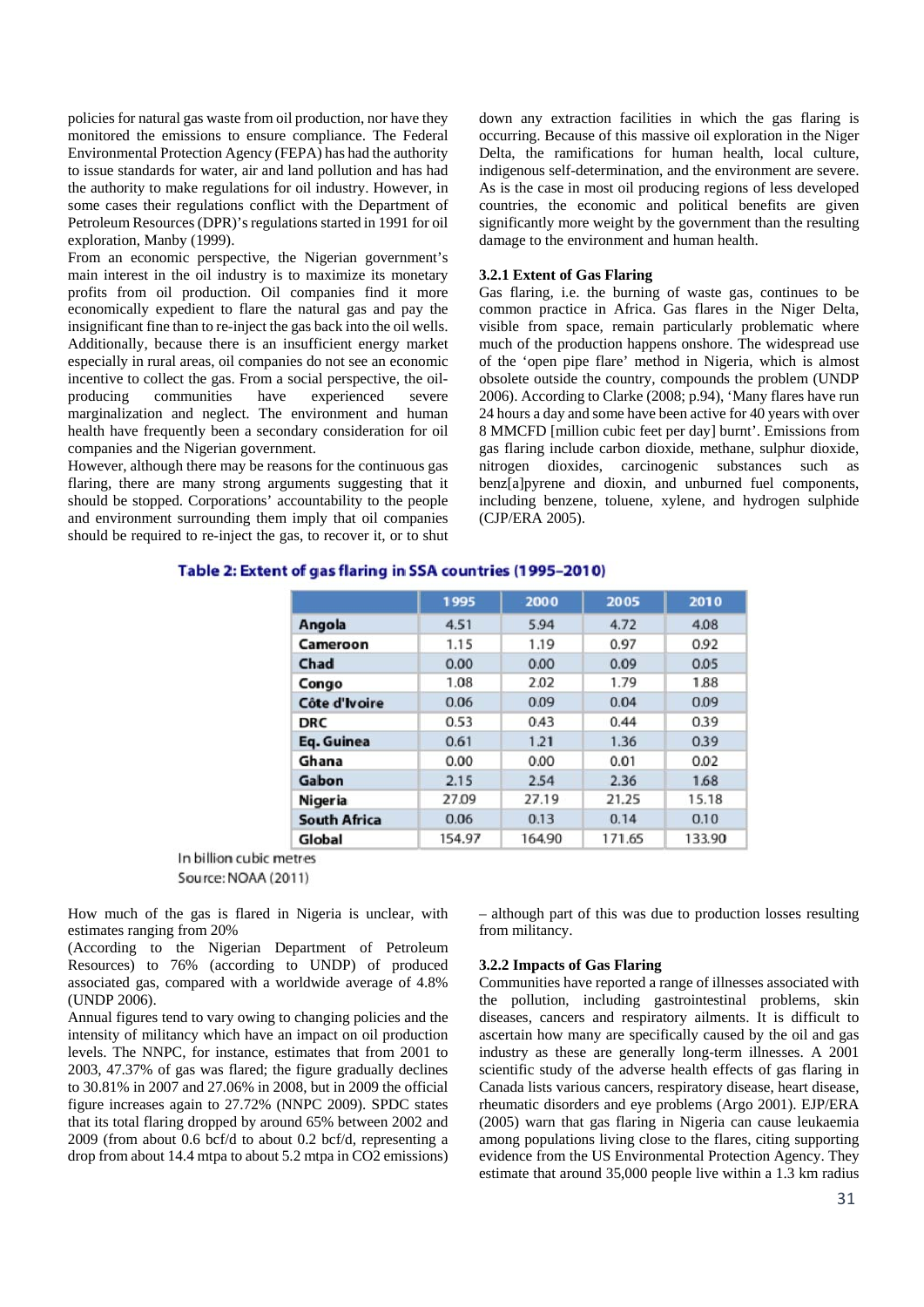policies for natural gas waste from oil production, nor have they monitored the emissions to ensure compliance. The Federal Environmental Protection Agency (FEPA) has had the authority to issue standards for water, air and land pollution and has had the authority to make regulations for oil industry. However, in some cases their regulations conflict with the Department of Petroleum Resources (DPR)'s regulations started in 1991 for oil exploration, Manby (1999).

From an economic perspective, the Nigerian government's main interest in the oil industry is to maximize its monetary profits from oil production. Oil companies find it more economically expedient to flare the natural gas and pay the insignificant fine than to re-inject the gas back into the oil wells. Additionally, because there is an insufficient energy market especially in rural areas, oil companies do not see an economic incentive to collect the gas. From a social perspective, the oil-producing communities have experienced severe marginalization and neglect. The environment and human health have frequently been a secondary consideration for oil companies and the Nigerian government.

However, although there may be reasons for the continuous gas flaring, there are many strong arguments suggesting that it should be stopped. Corporations' accountability to the people and environment surrounding them imply that oil companies should be required to re-inject the gas, to recover it, or to shut down any extraction facilities in which the gas flaring is occurring. Because of this massive oil exploration in the Niger Delta, the ramifications for human health, local culture, indigenous self-determination, and the environment are severe. As is the case in most oil producing regions of less developed countries, the economic and political benefits are given significantly more weight by the government than the resulting damage to the environment and human health.

### 3.2.1 Extent of Gas Flaring

Gas flaring, i.e. the burning of waste gas, continues to be common practice in Africa. Gas flares in the Niger Delta, visible from space, remain particularly problematic where much of the production happens onshore. The widespread use of the 'open pipe flare' method in Nigeria, which is almost obsolete outside the country, compounds the problem (UNDP 2006). According to Clarke (2008; p.94), 'Many flares have run 24 hours a day and some have been active for 40 years with over 8 MMCFD [million cubic feet per day] burnt'. Emissions from gas flaring include carbon dioxide, methane, sulphur dioxide, nitrogen dioxides, carcinogenic substances such as benz[a]pyrene and dioxin, and unburned fuel components, including benzene, toluene, xylene, and hydrogen sulphide (CJP/ERA 2005).

**Table 2: Extent of gas flaring in SSA countries (1995–2010)**

| | 1995 | 2000 | 2005 | 2010 |
|---|---|---|---|---|
| **Angola** | 4.51 | 5.94 | 4.72 | 4.08 |
| **Cameroon** | 1.15 | 1.19 | 0.97 | 0.92 |
| **Chad** | 0.00 | 0.00 | 0.09 | 0.05 |
| **Congo** | 1.08 | 2.02 | 1.79 | 1.88 |
| **Côte d'Ivoire** | 0.06 | 0.09 | 0.04 | 0.09 |
| **DRC** | 0.53 | 0.43 | 0.44 | 0.39 |
| **Eq. Guinea** | 0.61 | 1.21 | 1.36 | 0.39 |
| **Ghana** | 0.00 | 0.00 | 0.01 | 0.02 |
| **Gabon** | 2.15 | 2.54 | 2.36 | 1.68 |
| **Nigeria** | 27.09 | 27.19 | 21.25 | 15.18 |
| **South Africa** | 0.06 | 0.13 | 0.14 | 0.10 |
| **Global** | 154.97 | 164.90 | 171.65 | 133.90 |

In billion cubic metres
Source: NOAA (2011)

How much of the gas is flared in Nigeria is unclear, with estimates ranging from 20% (According to the Nigerian Department of Petroleum Resources) to 76% (according to UNDP) of produced associated gas, compared with a worldwide average of 4.8% (UNDP 2006).

Annual figures tend to vary owing to changing policies and the intensity of militancy which have an impact on oil production levels. The NNPC, for instance, estimates that from 2001 to 2003, 47.37% of gas was flared; the figure gradually declines to 30.81% in 2007 and 27.06% in 2008, but in 2009 the official figure increases again to 27.72% (NNPC 2009). SPDC states that its total flaring dropped by around 65% between 2002 and 2009 (from about 0.6 bcf/d to about 0.2 bcf/d, representing a drop from about 14.4 mtpa to about 5.2 mtpa in $CO_2$ emissions) – although part of this was due to production losses resulting from militancy.

### 3.2.2 Impacts of Gas Flaring

Communities have reported a range of illnesses associated with the pollution, including gastrointestinal problems, skin diseases, cancers and respiratory ailments. It is difficult to ascertain how many are specifically caused by the oil and gas industry as these are generally long-term illnesses. A 2001 scientific study of the adverse health effects of gas flaring in Canada lists various cancers, respiratory disease, heart disease, rheumatic disorders and eye problems (Argo 2001). EJP/ERA (2005) warn that gas flaring in Nigeria can cause leukaemia among populations living close to the flares, citing supporting evidence from the US Environmental Protection Agency. They estimate that around 35,000 people live within a 1.3 km radius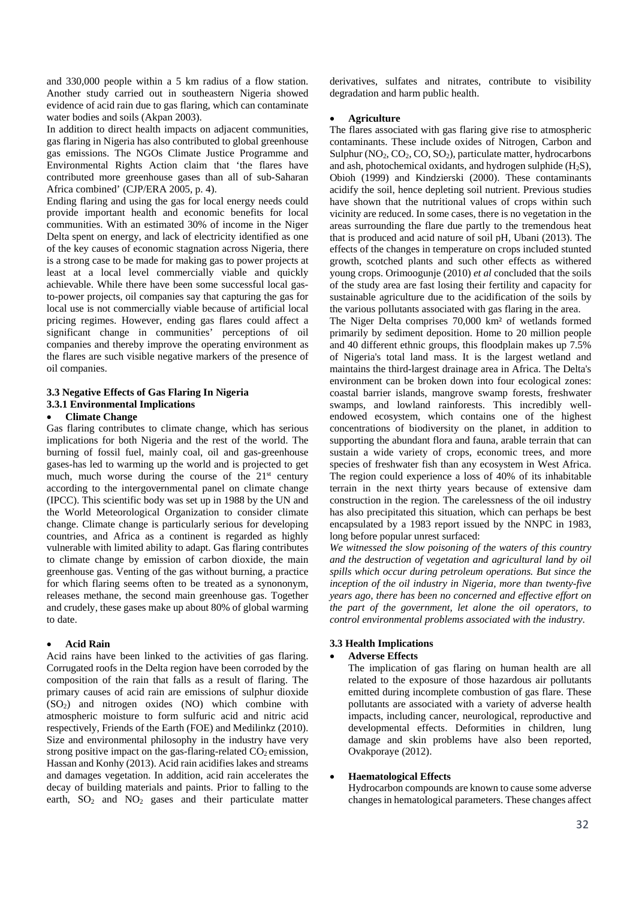and 330,000 people within a 5 km radius of a flow station. Another study carried out in southeastern Nigeria showed evidence of acid rain due to gas flaring, which can contaminate water bodies and soils (Akpan 2003).

In addition to direct health impacts on adjacent communities, gas flaring in Nigeria has also contributed to global greenhouse gas emissions. The NGOs Climate Justice Programme and Environmental Rights Action claim that 'the flares have contributed more greenhouse gases than all of sub-Saharan Africa combined' (CJP/ERA 2005, p. 4).

Ending flaring and using the gas for local energy needs could provide important health and economic benefits for local communities. With an estimated 30% of income in the Niger Delta spent on energy, and lack of electricity identified as one of the key causes of economic stagnation across Nigeria, there is a strong case to be made for making gas to power projects at least at a local level commercially viable and quickly achievable. While there have been some successful local gas-to-power projects, oil companies say that capturing the gas for local use is not commercially viable because of artificial local pricing regimes. However, ending gas flares could affect a significant change in communities' perceptions of oil companies and thereby improve the operating environment as the flares are such visible negative markers of the presence of oil companies.

### 3.3 Negative Effects of Gas Flaring In Nigeria

#### 3.3.1 Environmental Implications

- **Climate Change**

Gas flaring contributes to climate change, which has serious implications for both Nigeria and the rest of the world. The burning of fossil fuel, mainly coal, oil and gas-greenhouse gases-has led to warming up the world and is projected to get much, much worse during the course of the 21st century according to the intergovernmental panel on climate change (IPCC). This scientific body was set up in 1988 by the UN and the World Meteorological Organization to consider climate change. Climate change is particularly serious for developing countries, and Africa as a continent is regarded as highly vulnerable with limited ability to adapt. Gas flaring contributes to climate change by emission of carbon dioxide, the main greenhouse gas. Venting of the gas without burning, a practice for which flaring seems often to be treated as a synononym, releases methane, the second main greenhouse gas. Together and crudely, these gases make up about 80% of global warming to date.

- **Acid Rain**

Acid rains have been linked to the activities of gas flaring. Corrugated roofs in the Delta region have been corroded by the composition of the rain that falls as a result of flaring. The primary causes of acid rain are emissions of sulphur dioxide ($SO_2$) and nitrogen oxides (NO) which combine with atmospheric moisture to form sulfuric acid and nitric acid respectively, Friends of the Earth (FOE) and Medilinkz (2010). Size and environmental philosophy in the industry have very strong positive impact on the gas-flaring-related $CO_2$ emission, Hassan and Konhy (2013). Acid rain acidifies lakes and streams and damages vegetation. In addition, acid rain accelerates the decay of building materials and paints. Prior to falling to the earth, $SO_2$ and $NO_2$ gases and their particulate matter derivatives, sulfates and nitrates, contribute to visibility degradation and harm public health.

- **Agriculture**

The flares associated with gas flaring give rise to atmospheric contaminants. These include oxides of Nitrogen, Carbon and Sulphur ($NO_2$, $CO_2$, $CO$, $SO_2$), particulate matter, hydrocarbons and ash, photochemical oxidants, and hydrogen sulphide ($H_2S$), Obioh (1999) and Kindzierski (2000). These contaminants acidify the soil, hence depleting soil nutrient. Previous studies have shown that the nutritional values of crops within such vicinity are reduced. In some cases, there is no vegetation in the areas surrounding the flare due partly to the tremendous heat that is produced and acid nature of soil pH, Ubani (2013). The effects of the changes in temperature on crops included stunted growth, scotched plants and such other effects as withered young crops. Orimoogunje (2010) *et al* concluded that the soils of the study area are fast losing their fertility and capacity for sustainable agriculture due to the acidification of the soils by the various pollutants associated with gas flaring in the area.

The Niger Delta comprises 70,000 km² of wetlands formed primarily by sediment deposition. Home to 20 million people and 40 different ethnic groups, this floodplain makes up 7.5% of Nigeria's total land mass. It is the largest wetland and maintains the third-largest drainage area in Africa. The Delta's environment can be broken down into four ecological zones: coastal barrier islands, mangrove swamp forests, freshwater swamps, and lowland rainforests. This incredibly well-endowed ecosystem, which contains one of the highest concentrations of biodiversity on the planet, in addition to supporting the abundant flora and fauna, arable terrain that can sustain a wide variety of crops, economic trees, and more species of freshwater fish than any ecosystem in West Africa. The region could experience a loss of 40% of its inhabitable terrain in the next thirty years because of extensive dam construction in the region. The carelessness of the oil industry has also precipitated this situation, which can perhaps be best encapsulated by a 1983 report issued by the NNPC in 1983, long before popular unrest surfaced:

*We witnessed the slow poisoning of the waters of this country and the destruction of vegetation and agricultural land by oil spills which occur during petroleum operations. But since the inception of the oil industry in Nigeria, more than twenty-five years ago, there has been no concerned and effective effort on the part of the government, let alone the oil operators, to control environmental problems associated with the industry.*

#### 3.3 Health Implications

- **Adverse Effects**

  The implication of gas flaring on human health are all related to the exposure of those hazardous air pollutants emitted during incomplete combustion of gas flare. These pollutants are associated with a variety of adverse health impacts, including cancer, neurological, reproductive and developmental effects. Deformities in children, lung damage and skin problems have also been reported, Ovakporaye (2012).

- **Haematological Effects**

  Hydrocarbon compounds are known to cause some adverse changes in hematological parameters. These changes affect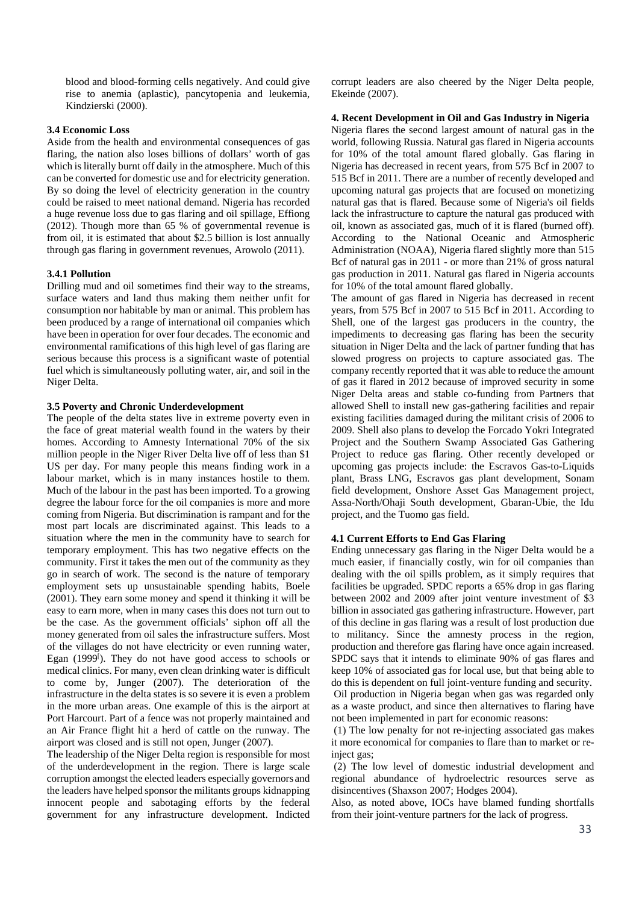blood and blood-forming cells negatively. And could give rise to anemia (aplastic), pancytopenia and leukemia, Kindzierski (2000).

### 3.4 Economic Loss

Aside from the health and environmental consequences of gas flaring, the nation also loses billions of dollars' worth of gas which is literally burnt off daily in the atmosphere. Much of this can be converted for domestic use and for electricity generation. By so doing the level of electricity generation in the country could be raised to meet national demand. Nigeria has recorded a huge revenue loss due to gas flaring and oil spillage, Effiong (2012). Though more than 65 % of governmental revenue is from oil, it is estimated that about $2.5 billion is lost annually through gas flaring in government revenues, Arowolo (2011).

#### 3.4.1 Pollution

Drilling mud and oil sometimes find their way to the streams, surface waters and land thus making them neither unfit for consumption nor habitable by man or animal. This problem has been produced by a range of international oil companies which have been in operation for over four decades. The economic and environmental ramifications of this high level of gas flaring are serious because this process is a significant waste of potential fuel which is simultaneously polluting water, air, and soil in the Niger Delta.

### 3.5 Poverty and Chronic Underdevelopment

The people of the delta states live in extreme poverty even in the face of great material wealth found in the waters by their homes. According to Amnesty International 70% of the six million people in the Niger River Delta live off of less than $1 US per day. For many people this means finding work in a labour market, which is in many instances hostile to them. Much of the labour in the past has been imported. To a growing degree the labour force for the oil companies is more and more coming from Nigeria. But discrimination is rampant and for the most part locals are discriminated against. This leads to a situation where the men in the community have to search for temporary employment. This has two negative effects on the community. First it takes the men out of the community as they go in search of work. The second is the nature of temporary employment sets up unsustainable spending habits, Boele (2001). They earn some money and spend it thinking it will be easy to earn more, when in many cases this does not turn out to be the case. As the government officials' siphon off all the money generated from oil sales the infrastructure suffers. Most of the villages do not have electricity or even running water, Egan (1999[]). They do not have good access to schools or medical clinics. For many, even clean drinking water is difficult to come by, Junger (2007). The deterioration of the infrastructure in the delta states is so severe it is even a problem in the more urban areas. One example of this is the airport at Port Harcourt. Part of a fence was not properly maintained and an Air France flight hit a herd of cattle on the runway. The airport was closed and is still not open, Junger (2007).

The leadership of the Niger Delta region is responsible for most of the underdevelopment in the region. There is large scale corruption amongst the elected leaders especially governors and the leaders have helped sponsor the militants groups kidnapping innocent people and sabotaging efforts by the federal government for any infrastructure development. Indicted corrupt leaders are also cheered by the Niger Delta people, Ekeinde (2007).

## 4. Recent Development in Oil and Gas Industry in Nigeria

Nigeria flares the second largest amount of natural gas in the world, following Russia. Natural gas flared in Nigeria accounts for 10% of the total amount flared globally. Gas flaring in Nigeria has decreased in recent years, from 575 Bcf in 2007 to 515 Bcf in 2011. There are a number of recently developed and upcoming natural gas projects that are focused on monetizing natural gas that is flared. Because some of Nigeria's oil fields lack the infrastructure to capture the natural gas produced with oil, known as associated gas, much of it is flared (burned off). According to the National Oceanic and Atmospheric Administration (NOAA), Nigeria flared slightly more than 515 Bcf of natural gas in 2011 - or more than 21% of gross natural gas production in 2011. Natural gas flared in Nigeria accounts for 10% of the total amount flared globally.

The amount of gas flared in Nigeria has decreased in recent years, from 575 Bcf in 2007 to 515 Bcf in 2011. According to Shell, one of the largest gas producers in the country, the impediments to decreasing gas flaring has been the security situation in Niger Delta and the lack of partner funding that has slowed progress on projects to capture associated gas. The company recently reported that it was able to reduce the amount of gas it flared in 2012 because of improved security in some Niger Delta areas and stable co-funding from Partners that allowed Shell to install new gas-gathering facilities and repair existing facilities damaged during the militant crisis of 2006 to 2009. Shell also plans to develop the Forcado Yokri Integrated Project and the Southern Swamp Associated Gas Gathering Project to reduce gas flaring. Other recently developed or upcoming gas projects include: the Escravos Gas-to-Liquids plant, Brass LNG, Escravos gas plant development, Sonam field development, Onshore Asset Gas Management project, Assa-North/Ohaji South development, Gbaran-Ubie, the Idu project, and the Tuomo gas field.

### 4.1 Current Efforts to End Gas Flaring

Ending unnecessary gas flaring in the Niger Delta would be a much easier, if financially costly, win for oil companies than dealing with the oil spills problem, as it simply requires that facilities be upgraded. SPDC reports a 65% drop in gas flaring between 2002 and 2009 after joint venture investment of $3 billion in associated gas gathering infrastructure. However, part of this decline in gas flaring was a result of lost production due to militancy. Since the amnesty process in the region, production and therefore gas flaring have once again increased. SPDC says that it intends to eliminate 90% of gas flares and keep 10% of associated gas for local use, but that being able to do this is dependent on full joint-venture funding and security.

Oil production in Nigeria began when gas was regarded only as a waste product, and since then alternatives to flaring have not been implemented in part for economic reasons:

(1) The low penalty for not re-injecting associated gas makes it more economical for companies to flare than to market or re-inject gas;

(2) The low level of domestic industrial development and regional abundance of hydroelectric resources serve as disincentives (Shaxson 2007; Hodges 2004).

Also, as noted above, IOCs have blamed funding shortfalls from their joint-venture partners for the lack of progress.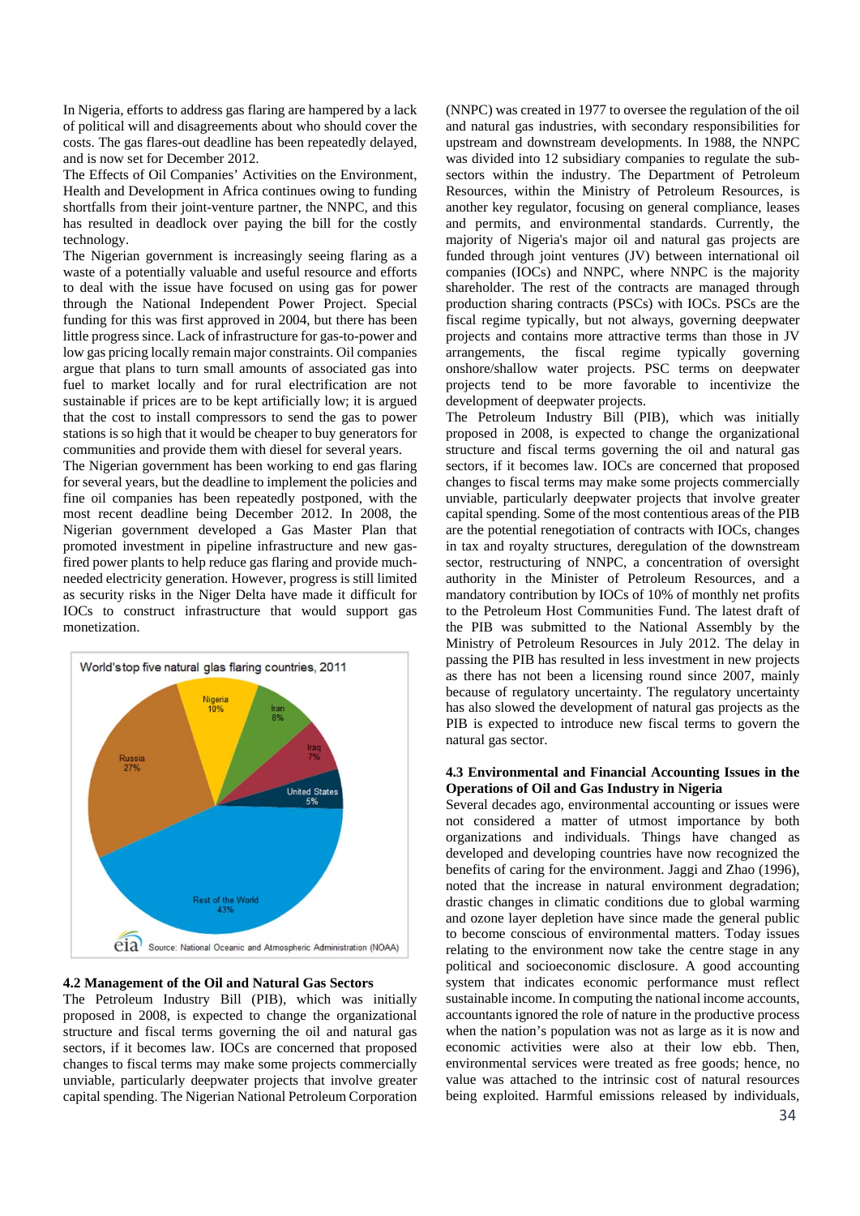In Nigeria, efforts to address gas flaring are hampered by a lack of political will and disagreements about who should cover the costs. The gas flares-out deadline has been repeatedly delayed, and is now set for December 2012.

The Effects of Oil Companies' Activities on the Environment, Health and Development in Africa continues owing to funding shortfalls from their joint-venture partner, the NNPC, and this has resulted in deadlock over paying the bill for the costly technology.

The Nigerian government is increasingly seeing flaring as a waste of a potentially valuable and useful resource and efforts to deal with the issue have focused on using gas for power through the National Independent Power Project. Special funding for this was first approved in 2004, but there has been little progress since. Lack of infrastructure for gas-to-power and low gas pricing locally remain major constraints. Oil companies argue that plans to turn small amounts of associated gas into fuel to market locally and for rural electrification are not sustainable if prices are to be kept artificially low; it is argued that the cost to install compressors to send the gas to power stations is so high that it would be cheaper to buy generators for communities and provide them with diesel for several years.

The Nigerian government has been working to end gas flaring for several years, but the deadline to implement the policies and fine oil companies has been repeatedly postponed, with the most recent deadline being December 2012. In 2008, the Nigerian government developed a Gas Master Plan that promoted investment in pipeline infrastructure and new gas-fired power plants to help reduce gas flaring and provide much-needed electricity generation. However, progress is still limited as security risks in the Niger Delta have made it difficult for IOCs to construct infrastructure that would support gas monetization.

World'stop five natural glas flaring countries, 2011

Nigeria 10%
Iran 8%
Iraq 7%
United States 5%
Russia 27%
Rest of the World 43%

eia Source: National Oceanic and Atmospheric Administration (NOAA)

### 4.2 Management of the Oil and Natural Gas Sectors

The Petroleum Industry Bill (PIB), which was initially proposed in 2008, is expected to change the organizational structure and fiscal terms governing the oil and natural gas sectors, if it becomes law. IOCs are concerned that proposed changes to fiscal terms may make some projects commercially unviable, particularly deepwater projects that involve greater capital spending. The Nigerian National Petroleum Corporation (NNPC) was created in 1977 to oversee the regulation of the oil and natural gas industries, with secondary responsibilities for upstream and downstream developments. In 1988, the NNPC was divided into 12 subsidiary companies to regulate the sub-sectors within the industry. The Department of Petroleum Resources, within the Ministry of Petroleum Resources, is another key regulator, focusing on general compliance, leases and permits, and environmental standards. Currently, the majority of Nigeria's major oil and natural gas projects are funded through joint ventures (JV) between international oil companies (IOCs) and NNPC, where NNPC is the majority shareholder. The rest of the contracts are managed through production sharing contracts (PSCs) with IOCs. PSCs are the fiscal regime typically, but not always, governing deepwater projects and contains more attractive terms than those in JV arrangements, the fiscal regime typically governing onshore/shallow water projects. PSC terms on deepwater projects tend to be more favorable to incentivize the development of deepwater projects.

The Petroleum Industry Bill (PIB), which was initially proposed in 2008, is expected to change the organizational structure and fiscal terms governing the oil and natural gas sectors, if it becomes law. IOCs are concerned that proposed changes to fiscal terms may make some projects commercially unviable, particularly deepwater projects that involve greater capital spending. Some of the most contentious areas of the PIB are the potential renegotiation of contracts with IOCs, changes in tax and royalty structures, deregulation of the downstream sector, restructuring of NNPC, a concentration of oversight authority in the Minister of Petroleum Resources, and a mandatory contribution by IOCs of 10% of monthly net profits to the Petroleum Host Communities Fund. The latest draft of the PIB was submitted to the National Assembly by the Ministry of Petroleum Resources in July 2012. The delay in passing the PIB has resulted in less investment in new projects as there has not been a licensing round since 2007, mainly because of regulatory uncertainty. The regulatory uncertainty has also slowed the development of natural gas projects as the PIB is expected to introduce new fiscal terms to govern the natural gas sector.

### 4.3 Environmental and Financial Accounting Issues in the Operations of Oil and Gas Industry in Nigeria

Several decades ago, environmental accounting or issues were not considered a matter of utmost importance by both organizations and individuals. Things have changed as developed and developing countries have now recognized the benefits of caring for the environment. Jaggi and Zhao (1996), noted that the increase in natural environment degradation; drastic changes in climatic conditions due to global warming and ozone layer depletion have since made the general public to become conscious of environmental matters. Today issues relating to the environment now take the centre stage in any political and socioeconomic disclosure. A good accounting system that indicates economic performance must reflect sustainable income. In computing the national income accounts, accountants ignored the role of nature in the productive process when the nation's population was not as large as it is now and economic activities were also at their low ebb. Then, environmental services were treated as free goods; hence, no value was attached to the intrinsic cost of natural resources being exploited. Harmful emissions released by individuals,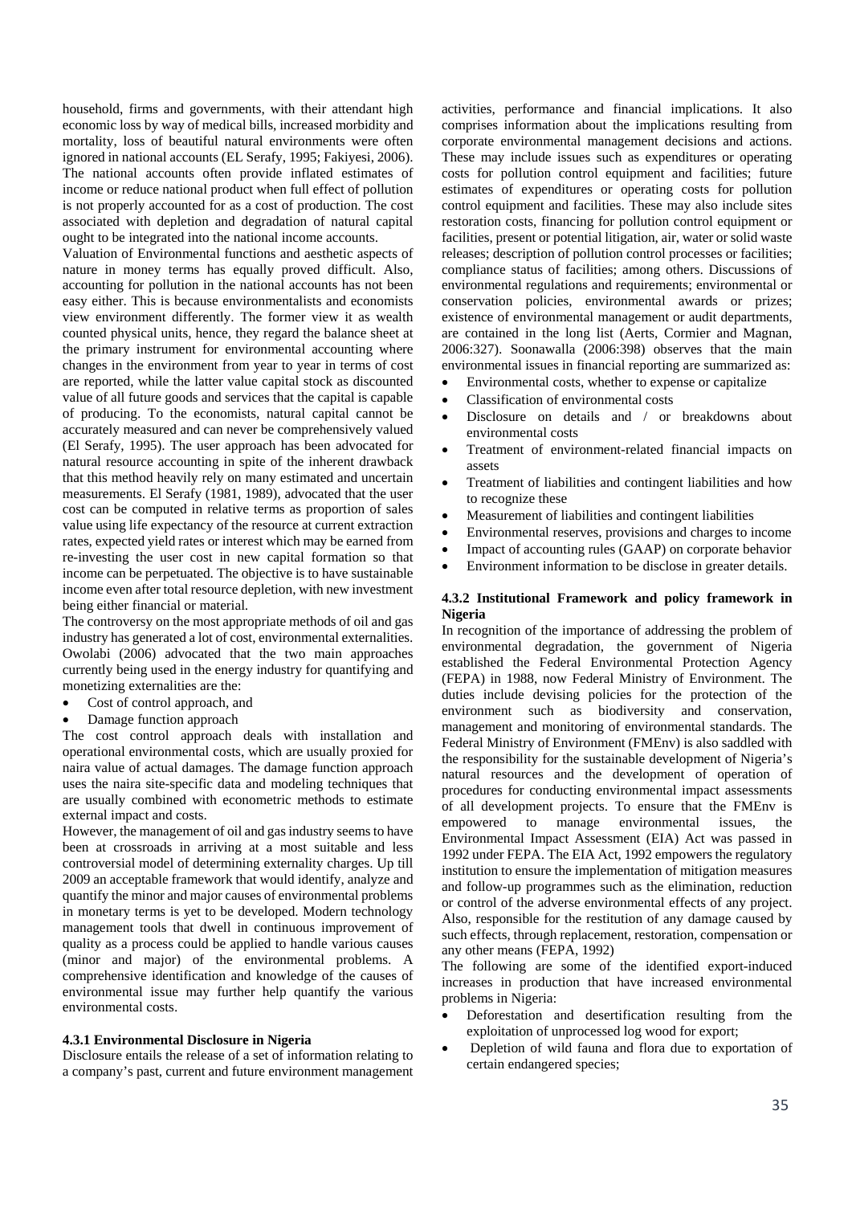household, firms and governments, with their attendant high economic loss by way of medical bills, increased morbidity and mortality, loss of beautiful natural environments were often ignored in national accounts (EL Serafy, 1995; Fakiyesi, 2006). The national accounts often provide inflated estimates of income or reduce national product when full effect of pollution is not properly accounted for as a cost of production. The cost associated with depletion and degradation of natural capital ought to be integrated into the national income accounts.

Valuation of Environmental functions and aesthetic aspects of nature in money terms has equally proved difficult. Also, accounting for pollution in the national accounts has not been easy either. This is because environmentalists and economists view environment differently. The former view it as wealth counted physical units, hence, they regard the balance sheet at the primary instrument for environmental accounting where changes in the environment from year to year in terms of cost are reported, while the latter value capital stock as discounted value of all future goods and services that the capital is capable of producing. To the economists, natural capital cannot be accurately measured and can never be comprehensively valued (El Serafy, 1995). The user approach has been advocated for natural resource accounting in spite of the inherent drawback that this method heavily rely on many estimated and uncertain measurements. El Serafy (1981, 1989), advocated that the user cost can be computed in relative terms as proportion of sales value using life expectancy of the resource at current extraction rates, expected yield rates or interest which may be earned from re-investing the user cost in new capital formation so that income can be perpetuated. The objective is to have sustainable income even after total resource depletion, with new investment being either financial or material.

The controversy on the most appropriate methods of oil and gas industry has generated a lot of cost, environmental externalities. Owolabi (2006) advocated that the two main approaches currently being used in the energy industry for quantifying and monetizing externalities are the:

- Cost of control approach, and
- Damage function approach

The cost control approach deals with installation and operational environmental costs, which are usually proxied for naira value of actual damages. The damage function approach uses the naira site-specific data and modeling techniques that are usually combined with econometric methods to estimate external impact and costs.

However, the management of oil and gas industry seems to have been at crossroads in arriving at a most suitable and less controversial model of determining externality charges. Up till 2009 an acceptable framework that would identify, analyze and quantify the minor and major causes of environmental problems in monetary terms is yet to be developed. Modern technology management tools that dwell in continuous improvement of quality as a process could be applied to handle various causes (minor and major) of the environmental problems. A comprehensive identification and knowledge of the causes of environmental issue may further help quantify the various environmental costs.

#### 4.3.1 Environmental Disclosure in Nigeria

Disclosure entails the release of a set of information relating to a company's past, current and future environment management activities, performance and financial implications. It also comprises information about the implications resulting from corporate environmental management decisions and actions. These may include issues such as expenditures or operating costs for pollution control equipment and facilities; future estimates of expenditures or operating costs for pollution control equipment and facilities. These may also include sites restoration costs, financing for pollution control equipment or facilities, present or potential litigation, air, water or solid waste releases; description of pollution control processes or facilities; compliance status of facilities; among others. Discussions of environmental regulations and requirements; environmental or conservation policies, environmental awards or prizes; existence of environmental management or audit departments, are contained in the long list (Aerts, Cormier and Magnan, 2006:327). Soonawalla (2006:398) observes that the main environmental issues in financial reporting are summarized as:

- Environmental costs, whether to expense or capitalize
- Classification of environmental costs
- Disclosure on details and / or breakdowns about environmental costs
- Treatment of environment-related financial impacts on assets
- Treatment of liabilities and contingent liabilities and how to recognize these
- Measurement of liabilities and contingent liabilities
- Environmental reserves, provisions and charges to income
- Impact of accounting rules (GAAP) on corporate behavior
- Environment information to be disclose in greater details.

#### 4.3.2 Institutional Framework and policy framework in Nigeria

In recognition of the importance of addressing the problem of environmental degradation, the government of Nigeria established the Federal Environmental Protection Agency (FEPA) in 1988, now Federal Ministry of Environment. The duties include devising policies for the protection of the environment such as biodiversity and conservation, management and monitoring of environmental standards. The Federal Ministry of Environment (FMEnv) is also saddled with the responsibility for the sustainable development of Nigeria's natural resources and the development of operation of procedures for conducting environmental impact assessments of all development projects. To ensure that the FMEnv is empowered to manage environmental issues, the Environmental Impact Assessment (EIA) Act was passed in 1992 under FEPA. The EIA Act, 1992 empowers the regulatory institution to ensure the implementation of mitigation measures and follow-up programmes such as the elimination, reduction or control of the adverse environmental effects of any project. Also, responsible for the restitution of any damage caused by such effects, through replacement, restoration, compensation or any other means (FEPA, 1992)

The following are some of the identified export-induced increases in production that have increased environmental problems in Nigeria:

- Deforestation and desertification resulting from the exploitation of unprocessed log wood for export;
- Depletion of wild fauna and flora due to exportation of certain endangered species;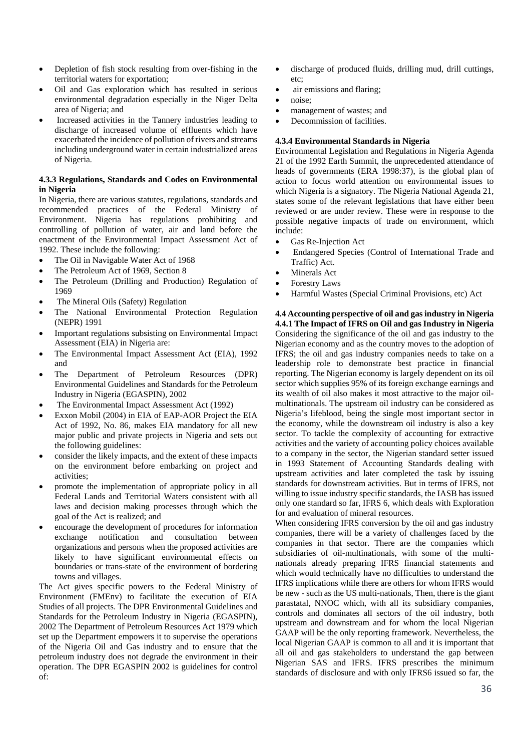- Depletion of fish stock resulting from over-fishing in the territorial waters for exportation;
- Oil and Gas exploration which has resulted in serious environmental degradation especially in the Niger Delta area of Nigeria; and
- Increased activities in the Tannery industries leading to discharge of increased volume of effluents which have exacerbated the incidence of pollution of rivers and streams including underground water in certain industrialized areas of Nigeria.

#### 4.3.3 Regulations, Standards and Codes on Environmental in Nigeria

In Nigeria, there are various statutes, regulations, standards and recommended practices of the Federal Ministry of Environment. Nigeria has regulations prohibiting and controlling of pollution of water, air and land before the enactment of the Environmental Impact Assessment Act of 1992. These include the following:

- The Oil in Navigable Water Act of 1968
- The Petroleum Act of 1969, Section 8
- The Petroleum (Drilling and Production) Regulation of 1969
- The Mineral Oils (Safety) Regulation
- The National Environmental Protection Regulation (NEPR) 1991
- Important regulations subsisting on Environmental Impact Assessment (EIA) in Nigeria are:
- The Environmental Impact Assessment Act (EIA), 1992 and
- The Department of Petroleum Resources (DPR) Environmental Guidelines and Standards for the Petroleum Industry in Nigeria (EGASPIN), 2002
- The Environmental Impact Assessment Act (1992)
- Exxon Mobil (2004) in EIA of EAP-AOR Project the EIA Act of 1992, No. 86, makes EIA mandatory for all new major public and private projects in Nigeria and sets out the following guidelines:
- consider the likely impacts, and the extent of these impacts on the environment before embarking on project and activities;
- promote the implementation of appropriate policy in all Federal Lands and Territorial Waters consistent with all laws and decision making processes through which the goal of the Act is realized; and
- encourage the development of procedures for information exchange notification and consultation between organizations and persons when the proposed activities are likely to have significant environmental effects on boundaries or trans-state of the environment of bordering towns and villages.

The Act gives specific powers to the Federal Ministry of Environment (FMEnv) to facilitate the execution of EIA Studies of all projects. The DPR Environmental Guidelines and Standards for the Petroleum Industry in Nigeria (EGASPIN), 2002 The Department of Petroleum Resources Act 1979 which set up the Department empowers it to supervise the operations of the Nigeria Oil and Gas industry and to ensure that the petroleum industry does not degrade the environment in their operation. The DPR EGASPIN 2002 is guidelines for control of:

- discharge of produced fluids, drilling mud, drill cuttings, etc;
- air emissions and flaring;
- noise;
- management of wastes; and
- Decommission of facilities.

#### 4.3.4 Environmental Standards in Nigeria

Environmental Legislation and Regulations in Nigeria Agenda 21 of the 1992 Earth Summit, the unprecedented attendance of heads of governments (ERA 1998:37), is the global plan of action to focus world attention on environmental issues to which Nigeria is a signatory. The Nigeria National Agenda 21, states some of the relevant legislations that have either been reviewed or are under review. These were in response to the possible negative impacts of trade on environment, which include:

- Gas Re-Injection Act
- Endangered Species (Control of International Trade and Traffic) Act.
- Minerals Act
- Forestry Laws
- Harmful Wastes (Special Criminal Provisions, etc) Act

### 4.4 Accounting perspective of oil and gas industry in Nigeria

#### 4.4.1 The Impact of IFRS on Oil and gas Industry in Nigeria

Considering the significance of the oil and gas industry to the Nigerian economy and as the country moves to the adoption of IFRS; the oil and gas industry companies needs to take on a leadership role to demonstrate best practice in financial reporting. The Nigerian economy is largely dependent on its oil sector which supplies 95% of its foreign exchange earnings and its wealth of oil also makes it most attractive to the major oil-multinationals. The upstream oil industry can be considered as Nigeria's lifeblood, being the single most important sector in the economy, while the downstream oil industry is also a key sector. To tackle the complexity of accounting for extractive activities and the variety of accounting policy choices available to a company in the sector, the Nigerian standard setter issued in 1993 Statement of Accounting Standards dealing with upstream activities and later completed the task by issuing standards for downstream activities. But in terms of IFRS, not willing to issue industry specific standards, the IASB has issued only one standard so far, IFRS 6, which deals with Exploration for and evaluation of mineral resources.

When considering IFRS conversion by the oil and gas industry companies, there will be a variety of challenges faced by the companies in that sector. There are the companies which subsidiaries of oil-multinationals, with some of the multi-nationals already preparing IFRS financial statements and which would technically have no difficulties to understand the IFRS implications while there are others for whom IFRS would be new - such as the US multi-nationals, Then, there is the giant parastatal, NNOC which, with all its subsidiary companies, controls and dominates all sectors of the oil industry, both upstream and downstream and for whom the local Nigerian GAAP will be the only reporting framework. Nevertheless, the local Nigerian GAAP is common to all and it is important that all oil and gas stakeholders to understand the gap between Nigerian SAS and IFRS. IFRS prescribes the minimum standards of disclosure and with only IFRS6 issued so far, the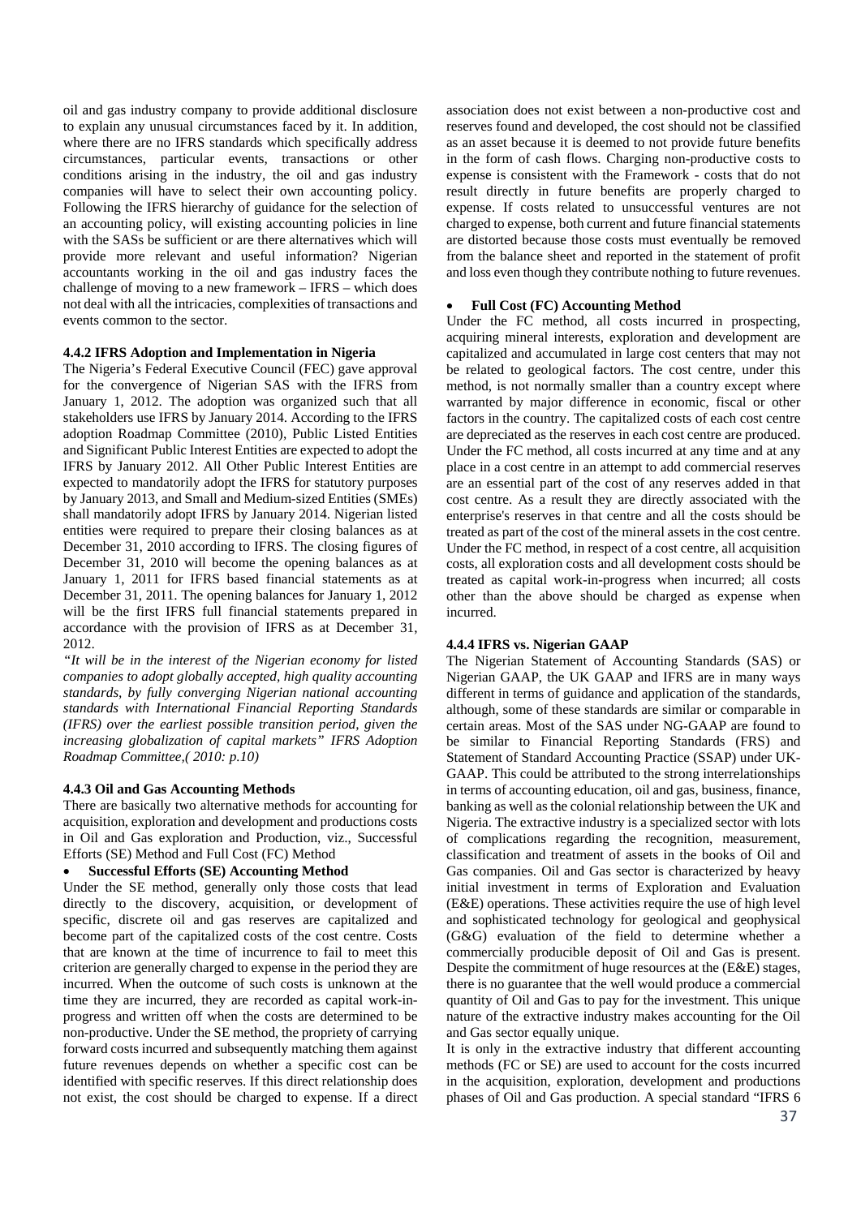oil and gas industry company to provide additional disclosure to explain any unusual circumstances faced by it. In addition, where there are no IFRS standards which specifically address circumstances, particular events, transactions or other conditions arising in the industry, the oil and gas industry companies will have to select their own accounting policy. Following the IFRS hierarchy of guidance for the selection of an accounting policy, will existing accounting policies in line with the SASs be sufficient or are there alternatives which will provide more relevant and useful information? Nigerian accountants working in the oil and gas industry faces the challenge of moving to a new framework – IFRS – which does not deal with all the intricacies, complexities of transactions and events common to the sector.

#### 4.4.2 IFRS Adoption and Implementation in Nigeria

The Nigeria's Federal Executive Council (FEC) gave approval for the convergence of Nigerian SAS with the IFRS from January 1, 2012. The adoption was organized such that all stakeholders use IFRS by January 2014. According to the IFRS adoption Roadmap Committee (2010), Public Listed Entities and Significant Public Interest Entities are expected to adopt the IFRS by January 2012. All Other Public Interest Entities are expected to mandatorily adopt the IFRS for statutory purposes by January 2013, and Small and Medium-sized Entities (SMEs) shall mandatorily adopt IFRS by January 2014. Nigerian listed entities were required to prepare their closing balances as at December 31, 2010 according to IFRS. The closing figures of December 31, 2010 will become the opening balances as at January 1, 2011 for IFRS based financial statements as at December 31, 2011. The opening balances for January 1, 2012 will be the first IFRS full financial statements prepared in accordance with the provision of IFRS as at December 31, 2012.

*"It will be in the interest of the Nigerian economy for listed companies to adopt globally accepted, high quality accounting standards, by fully converging Nigerian national accounting standards with International Financial Reporting Standards (IFRS) over the earliest possible transition period, given the increasing globalization of capital markets" IFRS Adoption Roadmap Committee,( 2010: p.10)*

#### 4.4.3 Oil and Gas Accounting Methods

There are basically two alternative methods for accounting for acquisition, exploration and development and productions costs in Oil and Gas exploration and Production, viz., Successful Efforts (SE) Method and Full Cost (FC) Method

- **Successful Efforts (SE) Accounting Method**

Under the SE method, generally only those costs that lead directly to the discovery, acquisition, or development of specific, discrete oil and gas reserves are capitalized and become part of the capitalized costs of the cost centre. Costs that are known at the time of incurrence to fail to meet this criterion are generally charged to expense in the period they are incurred. When the outcome of such costs is unknown at the time they are incurred, they are recorded as capital work-in-progress and written off when the costs are determined to be non-productive. Under the SE method, the propriety of carrying forward costs incurred and subsequently matching them against future revenues depends on whether a specific cost can be identified with specific reserves. If this direct relationship does not exist, the cost should be charged to expense. If a direct association does not exist between a non-productive cost and reserves found and developed, the cost should not be classified as an asset because it is deemed to not provide future benefits in the form of cash flows. Charging non-productive costs to expense is consistent with the Framework - costs that do not result directly in future benefits are properly charged to expense. If costs related to unsuccessful ventures are not charged to expense, both current and future financial statements are distorted because those costs must eventually be removed from the balance sheet and reported in the statement of profit and loss even though they contribute nothing to future revenues.

- **Full Cost (FC) Accounting Method**

Under the FC method, all costs incurred in prospecting, acquiring mineral interests, exploration and development are capitalized and accumulated in large cost centers that may not be related to geological factors. The cost centre, under this method, is not normally smaller than a country except where warranted by major difference in economic, fiscal or other factors in the country. The capitalized costs of each cost centre are depreciated as the reserves in each cost centre are produced. Under the FC method, all costs incurred at any time and at any place in a cost centre in an attempt to add commercial reserves are an essential part of the cost of any reserves added in that cost centre. As a result they are directly associated with the enterprise's reserves in that centre and all the costs should be treated as part of the cost of the mineral assets in the cost centre. Under the FC method, in respect of a cost centre, all acquisition costs, all exploration costs and all development costs should be treated as capital work-in-progress when incurred; all costs other than the above should be charged as expense when incurred.

#### 4.4.4 IFRS vs. Nigerian GAAP

The Nigerian Standard of Accounting Standards (SAS) or Nigerian GAAP, the UK GAAP and IFRS are in many ways different in terms of guidance and application of the standards, although, some of these standards are similar or comparable in certain areas. Most of the SAS under NG-GAAP are found to be similar to Financial Reporting Standards (FRS) and Statement of Standard Accounting Practice (SSAP) under UK-GAAP. This could be attributed to the strong interrelationships in terms of accounting education, oil and gas, business, finance, banking as well as the colonial relationship between the UK and Nigeria. The extractive industry is a specialized sector with lots of complications regarding the recognition, measurement, classification and treatment of assets in the books of Oil and Gas companies. Oil and Gas sector is characterized by heavy initial investment in terms of Exploration and Evaluation (E&E) operations. These activities require the use of high level and sophisticated technology for geological and geophysical (G&G) evaluation of the field to determine whether a commercially producible deposit of Oil and Gas is present. Despite the commitment of huge resources at the (E&E) stages, there is no guarantee that the well would produce a commercial quantity of Oil and Gas to pay for the investment. This unique nature of the extractive industry makes accounting for the Oil and Gas sector equally unique.

It is only in the extractive industry that different accounting methods (FC or SE) are used to account for the costs incurred in the acquisition, exploration, development and productions phases of Oil and Gas production. A special standard "IFRS 6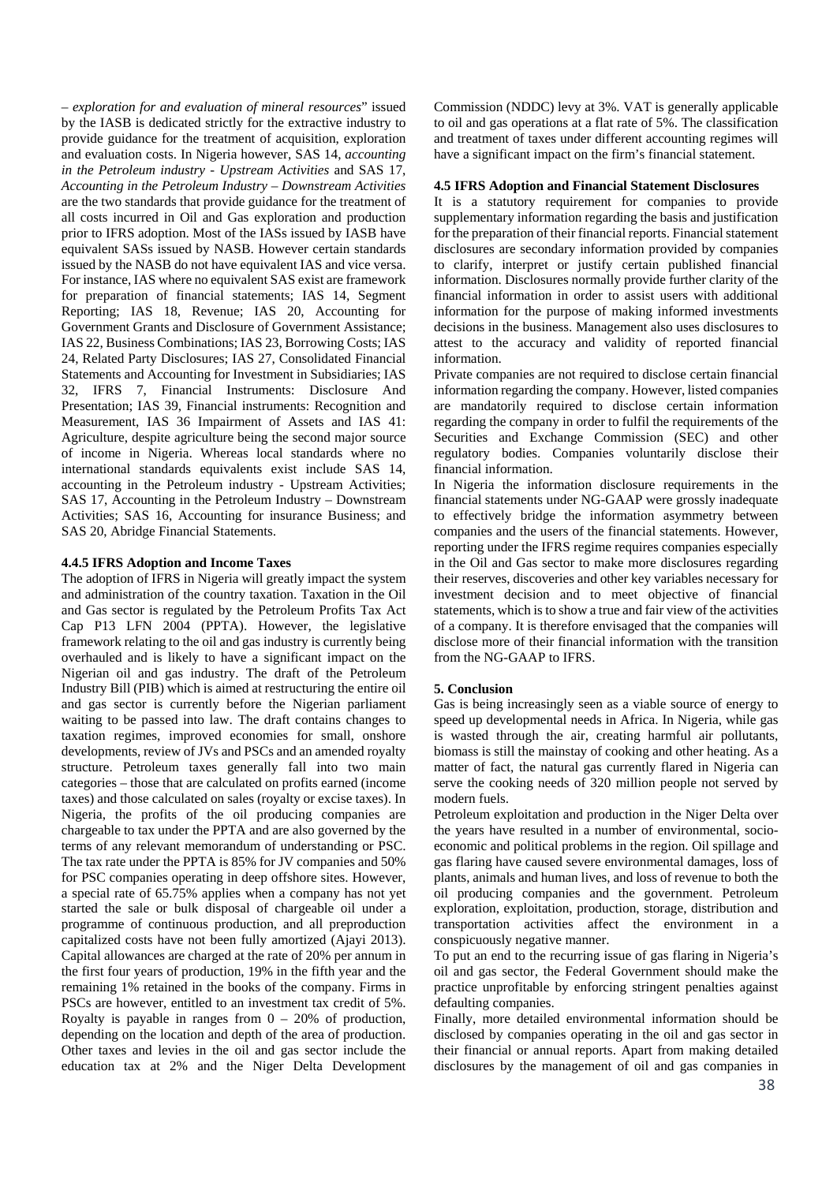– *exploration for and evaluation of mineral resources*" issued by the IASB is dedicated strictly for the extractive industry to provide guidance for the treatment of acquisition, exploration and evaluation costs. In Nigeria however, SAS 14, *accounting in the Petroleum industry - Upstream Activities* and SAS 17, *Accounting in the Petroleum Industry – Downstream Activities* are the two standards that provide guidance for the treatment of all costs incurred in Oil and Gas exploration and production prior to IFRS adoption. Most of the IASs issued by IASB have equivalent SASs issued by NASB. However certain standards issued by the NASB do not have equivalent IAS and vice versa. For instance, IAS where no equivalent SAS exist are framework for preparation of financial statements; IAS 14, Segment Reporting; IAS 18, Revenue; IAS 20, Accounting for Government Grants and Disclosure of Government Assistance; IAS 22, Business Combinations; IAS 23, Borrowing Costs; IAS 24, Related Party Disclosures; IAS 27, Consolidated Financial Statements and Accounting for Investment in Subsidiaries; IAS 32, IFRS 7, Financial Instruments: Disclosure And Presentation; IAS 39, Financial instruments: Recognition and Measurement, IAS 36 Impairment of Assets and IAS 41: Agriculture, despite agriculture being the second major source of income in Nigeria. Whereas local standards where no international standards equivalents exist include SAS 14, accounting in the Petroleum industry - Upstream Activities; SAS 17, Accounting in the Petroleum Industry – Downstream Activities; SAS 16, Accounting for insurance Business; and SAS 20, Abridge Financial Statements.

#### 4.4.5 IFRS Adoption and Income Taxes

The adoption of IFRS in Nigeria will greatly impact the system and administration of the country taxation. Taxation in the Oil and Gas sector is regulated by the Petroleum Profits Tax Act Cap P13 LFN 2004 (PPTA). However, the legislative framework relating to the oil and gas industry is currently being overhauled and is likely to have a significant impact on the Nigerian oil and gas industry. The draft of the Petroleum Industry Bill (PIB) which is aimed at restructuring the entire oil and gas sector is currently before the Nigerian parliament waiting to be passed into law. The draft contains changes to taxation regimes, improved economies for small, onshore developments, review of JVs and PSCs and an amended royalty structure. Petroleum taxes generally fall into two main categories – those that are calculated on profits earned (income taxes) and those calculated on sales (royalty or excise taxes). In Nigeria, the profits of the oil producing companies are chargeable to tax under the PPTA and are also governed by the terms of any relevant memorandum of understanding or PSC. The tax rate under the PPTA is 85% for JV companies and 50% for PSC companies operating in deep offshore sites. However, a special rate of 65.75% applies when a company has not yet started the sale or bulk disposal of chargeable oil under a programme of continuous production, and all preproduction capitalized costs have not been fully amortized (Ajayi 2013). Capital allowances are charged at the rate of 20% per annum in the first four years of production, 19% in the fifth year and the remaining 1% retained in the books of the company. Firms in PSCs are however, entitled to an investment tax credit of 5%. Royalty is payable in ranges from 0 – 20% of production, depending on the location and depth of the area of production. Other taxes and levies in the oil and gas sector include the education tax at 2% and the Niger Delta Development Commission (NDDC) levy at 3%. VAT is generally applicable to oil and gas operations at a flat rate of 5%. The classification and treatment of taxes under different accounting regimes will have a significant impact on the firm's financial statement.

### 4.5 IFRS Adoption and Financial Statement Disclosures

It is a statutory requirement for companies to provide supplementary information regarding the basis and justification for the preparation of their financial reports. Financial statement disclosures are secondary information provided by companies to clarify, interpret or justify certain published financial information. Disclosures normally provide further clarity of the financial information in order to assist users with additional information for the purpose of making informed investments decisions in the business. Management also uses disclosures to attest to the accuracy and validity of reported financial information.

Private companies are not required to disclose certain financial information regarding the company. However, listed companies are mandatorily required to disclose certain information regarding the company in order to fulfil the requirements of the Securities and Exchange Commission (SEC) and other regulatory bodies. Companies voluntarily disclose their financial information.

In Nigeria the information disclosure requirements in the financial statements under NG-GAAP were grossly inadequate to effectively bridge the information asymmetry between companies and the users of the financial statements. However, reporting under the IFRS regime requires companies especially in the Oil and Gas sector to make more disclosures regarding their reserves, discoveries and other key variables necessary for investment decision and to meet objective of financial statements, which is to show a true and fair view of the activities of a company. It is therefore envisaged that the companies will disclose more of their financial information with the transition from the NG-GAAP to IFRS.

## 5. Conclusion

Gas is being increasingly seen as a viable source of energy to speed up developmental needs in Africa. In Nigeria, while gas is wasted through the air, creating harmful air pollutants, biomass is still the mainstay of cooking and other heating. As a matter of fact, the natural gas currently flared in Nigeria can serve the cooking needs of 320 million people not served by modern fuels.

Petroleum exploitation and production in the Niger Delta over the years have resulted in a number of environmental, socio-economic and political problems in the region. Oil spillage and gas flaring have caused severe environmental damages, loss of plants, animals and human lives, and loss of revenue to both the oil producing companies and the government. Petroleum exploration, exploitation, production, storage, distribution and transportation activities affect the environment in a conspicuously negative manner.

To put an end to the recurring issue of gas flaring in Nigeria's oil and gas sector, the Federal Government should make the practice unprofitable by enforcing stringent penalties against defaulting companies.

Finally, more detailed environmental information should be disclosed by companies operating in the oil and gas sector in their financial or annual reports. Apart from making detailed disclosures by the management of oil and gas companies in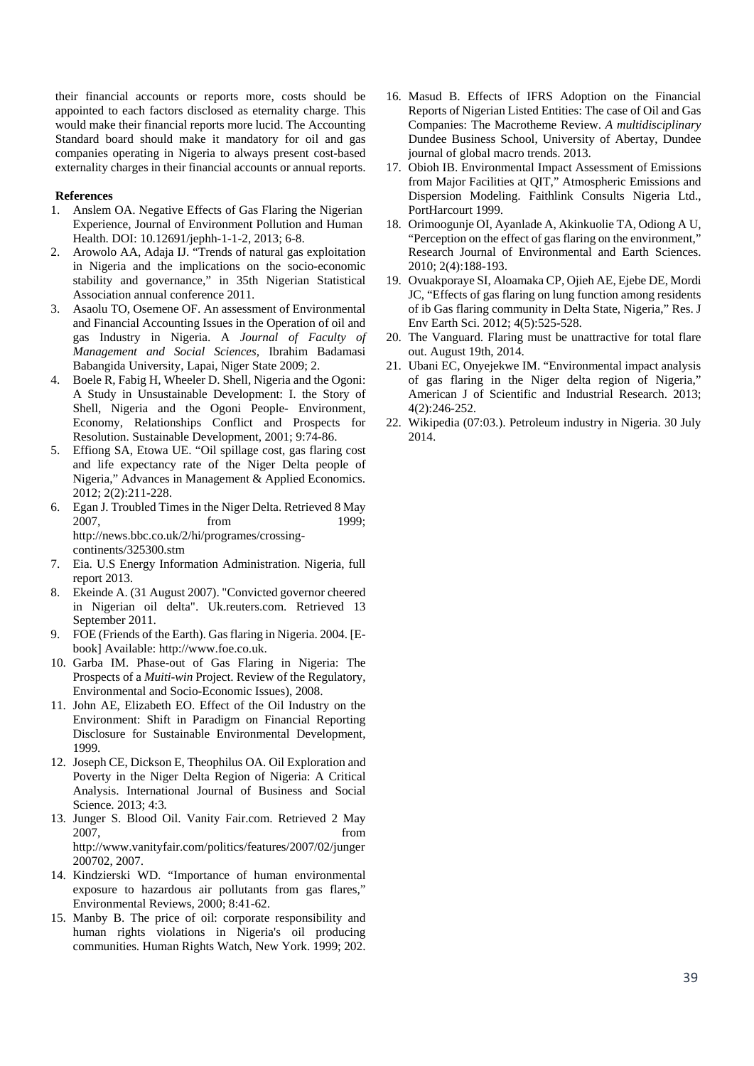their financial accounts or reports more, costs should be appointed to each factors disclosed as eternality charge. This would make their financial reports more lucid. The Accounting Standard board should make it mandatory for oil and gas companies operating in Nigeria to always present cost-based externality charges in their financial accounts or annual reports.

## References

1. Anslem OA. Negative Effects of Gas Flaring the Nigerian Experience, Journal of Environment Pollution and Human Health. DOI: 10.12691/jephh-1-1-2, 2013; 6-8.
2. Arowolo AA, Adaja IJ. "Trends of natural gas exploitation in Nigeria and the implications on the socio-economic stability and governance," in 35th Nigerian Statistical Association annual conference 2011.
3. Asaolu TO, Osemene OF. An assessment of Environmental and Financial Accounting Issues in the Operation of oil and gas Industry in Nigeria. A *Journal of Faculty of Management and Social Sciences,* Ibrahim Badamasi Babangida University, Lapai, Niger State 2009; 2.
4. Boele R, Fabig H, Wheeler D. Shell, Nigeria and the Ogoni: A Study in Unsustainable Development: I. the Story of Shell, Nigeria and the Ogoni People- Environment, Economy, Relationships Conflict and Prospects for Resolution. Sustainable Development, 2001; 9:74-86.
5. Effiong SA, Etowa UE. "Oil spillage cost, gas flaring cost and life expectancy rate of the Niger Delta people of Nigeria," Advances in Management & Applied Economics. 2012; 2(2):211-228.
6. Egan J. Troubled Times in the Niger Delta. Retrieved 8 May 2007, from 1999; http://news.bbc.co.uk/2/hi/programes/crossing-continents/325300.stm
7. Eia. U.S Energy Information Administration. Nigeria, full report 2013.
8. Ekeinde A. (31 August 2007). "Convicted governor cheered in Nigerian oil delta". Uk.reuters.com. Retrieved 13 September 2011.
9. FOE (Friends of the Earth). Gas flaring in Nigeria. 2004. [E-book] Available: http://www.foe.co.uk.
10. Garba IM. Phase-out of Gas Flaring in Nigeria: The Prospects of a *Muiti-win* Project. Review of the Regulatory, Environmental and Socio-Economic Issues), 2008.
11. John AE, Elizabeth EO. Effect of the Oil Industry on the Environment: Shift in Paradigm on Financial Reporting Disclosure for Sustainable Environmental Development, 1999.
12. Joseph CE, Dickson E, Theophilus OA. Oil Exploration and Poverty in the Niger Delta Region of Nigeria: A Critical Analysis. International Journal of Business and Social Science. 2013; 4:3.
13. Junger S. Blood Oil. Vanity Fair.com. Retrieved 2 May 2007, from http://www.vanityfair.com/politics/features/2007/02/junger200702, 2007.
14. Kindzierski WD. "Importance of human environmental exposure to hazardous air pollutants from gas flares," Environmental Reviews, 2000; 8:41-62.
15. Manby B. The price of oil: corporate responsibility and human rights violations in Nigeria's oil producing communities. Human Rights Watch, New York. 1999; 202.
16. Masud B. Effects of IFRS Adoption on the Financial Reports of Nigerian Listed Entities: The case of Oil and Gas Companies: The Macrotheme Review. *A multidisciplinary* Dundee Business School, University of Abertay, Dundee journal of global macro trends. 2013.
17. Obioh IB. Environmental Impact Assessment of Emissions from Major Facilities at QIT," Atmospheric Emissions and Dispersion Modeling. Faithlink Consults Nigeria Ltd., PortHarcourt 1999.
18. Orimoogunje OI, Ayanlade A, Akinkuolie TA, Odiong A U, "Perception on the effect of gas flaring on the environment," Research Journal of Environmental and Earth Sciences. 2010; 2(4):188-193.
19. Ovuakporaye SI, Aloamaka CP, Ojieh AE, Ejebe DE, Mordi JC, "Effects of gas flaring on lung function among residents of ib Gas flaring community in Delta State, Nigeria," Res. J Env Earth Sci. 2012; 4(5):525-528.
20. The Vanguard. Flaring must be unattractive for total flare out. August 19th, 2014.
21. Ubani EC, Onyejekwe IM. "Environmental impact analysis of gas flaring in the Niger delta region of Nigeria," American J of Scientific and Industrial Research. 2013; 4(2):246-252.
22. Wikipedia (07:03.). Petroleum industry in Nigeria. 30 July 2014.